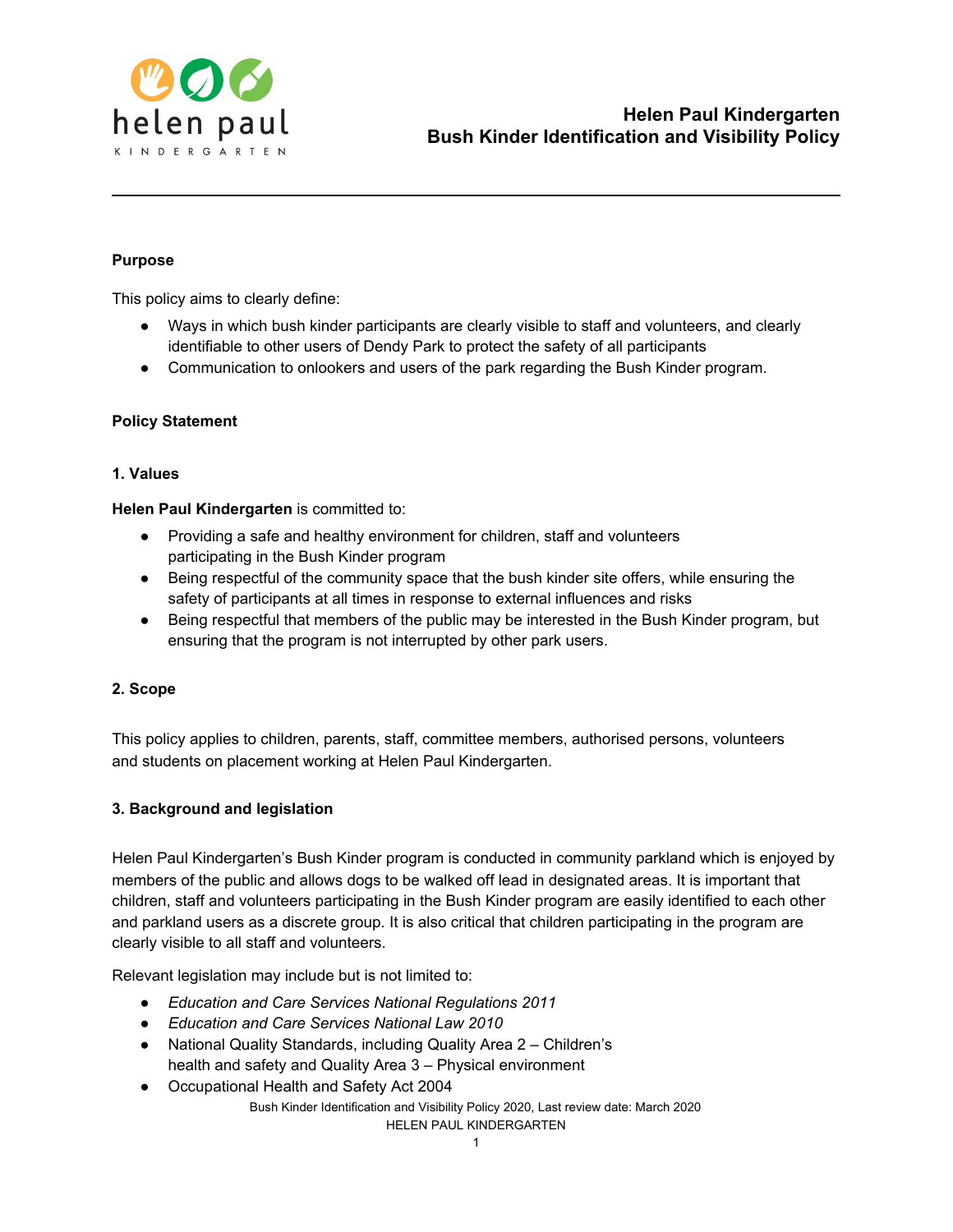# Helen Paul Kindergarten
# Bush Kinder Identification and Visibility Policy

**Purpose**

This policy aims to clearly define:

- Ways in which bush kinder participants are clearly visible to staff and volunteers, and clearly identifiable to other users of Dendy Park to protect the safety of all participants
- Communication to onlookers and users of the park regarding the Bush Kinder program.

**Policy Statement**

**1. Values**

**Helen Paul Kindergarten** is committed to:

- Providing a safe and healthy environment for children, staff and volunteers participating in the Bush Kinder program
- Being respectful of the community space that the bush kinder site offers, while ensuring the safety of participants at all times in response to external influences and risks
- Being respectful that members of the public may be interested in the Bush Kinder program, but ensuring that the program is not interrupted by other park users.

**2. Scope**

This policy applies to children, parents, staff, committee members, authorised persons, volunteers and students on placement working at Helen Paul Kindergarten.

**3. Background and legislation**

Helen Paul Kindergarten's Bush Kinder program is conducted in community parkland which is enjoyed by members of the public and allows dogs to be walked off lead in designated areas. It is important that children, staff and volunteers participating in the Bush Kinder program are easily identified to each other and parkland users as a discrete group. It is also critical that children participating in the program are clearly visible to all staff and volunteers.

Relevant legislation may include but is not limited to:

- *Education and Care Services National Regulations 2011*
- *Education and Care Services National Law 2010*
- National Quality Standards, including Quality Area 2 – Children's health and safety and Quality Area 3 – Physical environment
- Occupational Health and Safety Act 2004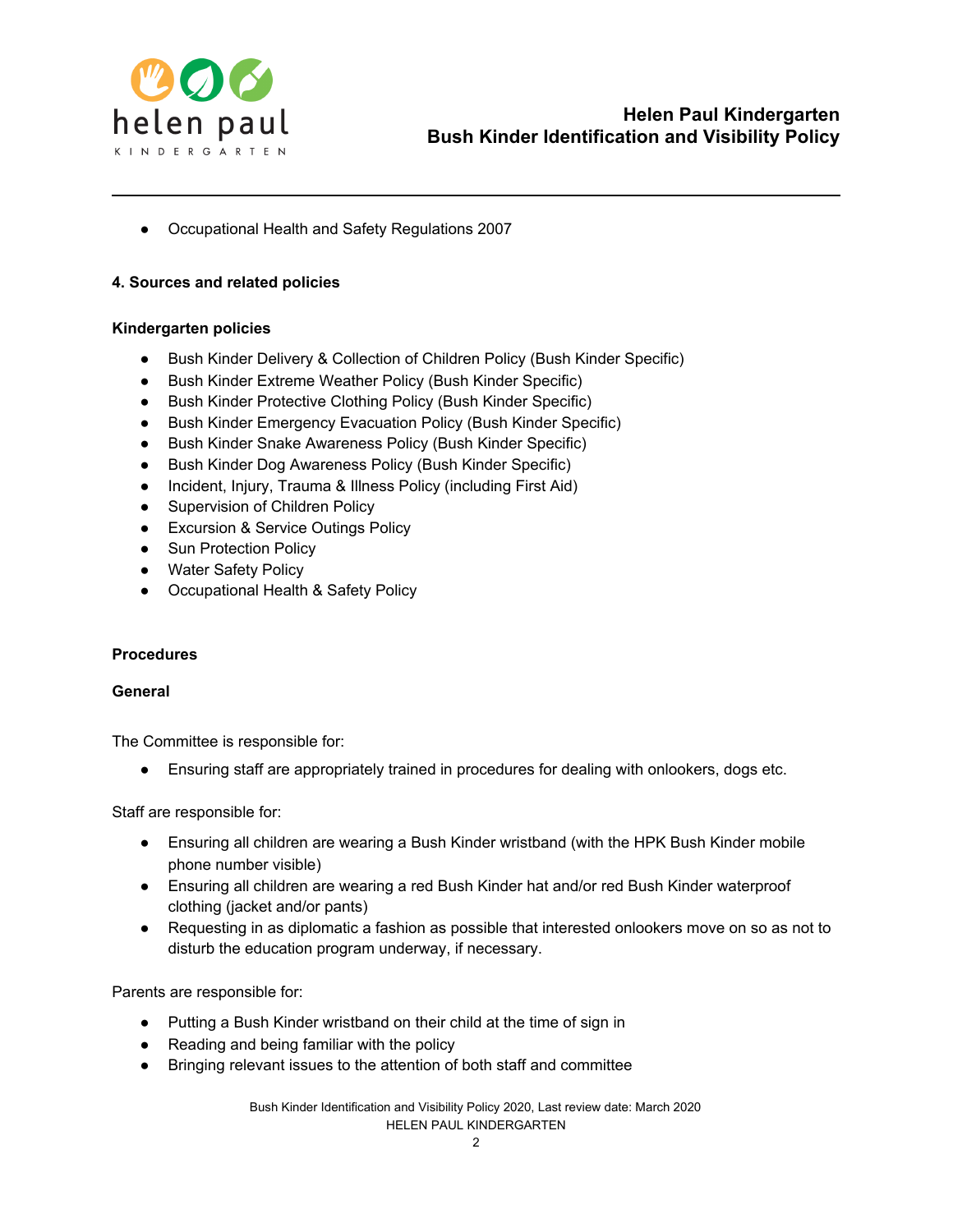- Occupational Health and Safety Regulations 2007

**4. Sources and related policies**

**Kindergarten policies**

- Bush Kinder Delivery & Collection of Children Policy (Bush Kinder Specific)
- Bush Kinder Extreme Weather Policy (Bush Kinder Specific)
- Bush Kinder Protective Clothing Policy (Bush Kinder Specific)
- Bush Kinder Emergency Evacuation Policy (Bush Kinder Specific)
- Bush Kinder Snake Awareness Policy (Bush Kinder Specific)
- Bush Kinder Dog Awareness Policy (Bush Kinder Specific)
- Incident, Injury, Trauma & Illness Policy (including First Aid)
- Supervision of Children Policy
- Excursion & Service Outings Policy
- Sun Protection Policy
- Water Safety Policy
- Occupational Health & Safety Policy

**Procedures**

**General**

The Committee is responsible for:

- Ensuring staff are appropriately trained in procedures for dealing with onlookers, dogs etc.

Staff are responsible for:

- Ensuring all children are wearing a Bush Kinder wristband (with the HPK Bush Kinder mobile phone number visible)
- Ensuring all children are wearing a red Bush Kinder hat and/or red Bush Kinder waterproof clothing (jacket and/or pants)
- Requesting in as diplomatic a fashion as possible that interested onlookers move on so as not to disturb the education program underway, if necessary.

Parents are responsible for:

- Putting a Bush Kinder wristband on their child at the time of sign in
- Reading and being familiar with the policy
- Bringing relevant issues to the attention of both staff and committee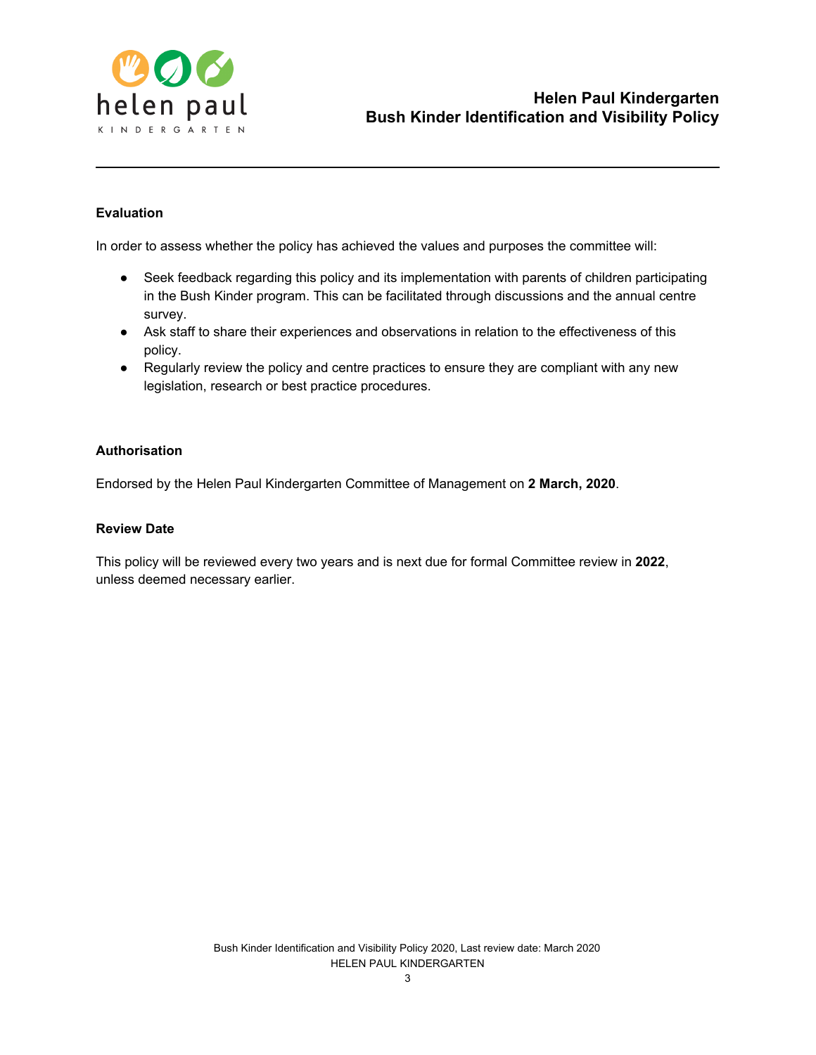### Evaluation

In order to assess whether the policy has achieved the values and purposes the committee will:

- Seek feedback regarding this policy and its implementation with parents of children participating in the Bush Kinder program. This can be facilitated through discussions and the annual centre survey.
- Ask staff to share their experiences and observations in relation to the effectiveness of this policy.
- Regularly review the policy and centre practices to ensure they are compliant with any new legislation, research or best practice procedures.

### Authorisation

Endorsed by the Helen Paul Kindergarten Committee of Management on **2 March, 2020**.

### Review Date

This policy will be reviewed every two years and is next due for formal Committee review in **2022**, unless deemed necessary earlier.